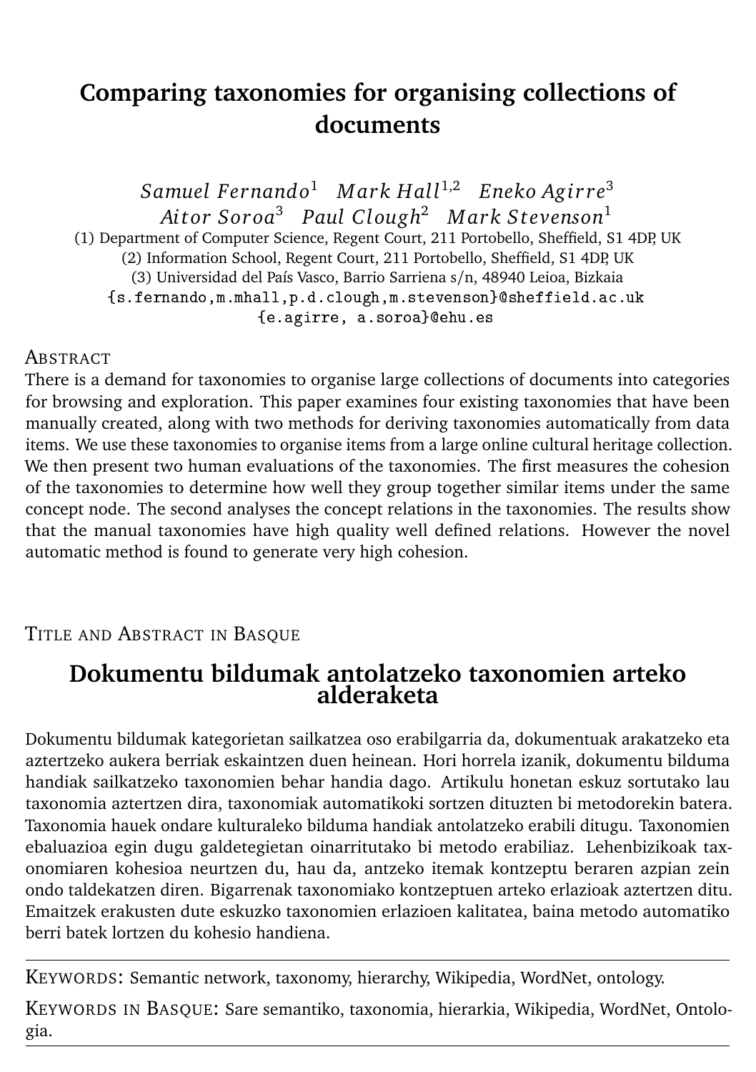# Comparing taxonomies for organising collections of documents

*Samuel Fernando*[1] *Mark Hall*[1,2] *Eneko Agirre*[3]
*Aitor Soroa*[3] *Paul Clough*[2] *Mark Stevenson*[1]

(1) Department of Computer Science, Regent Court, 211 Portobello, Sheffield, S1 4DP, UK
(2) Information School, Regent Court, 211 Portobello, Sheffield, S1 4DP, UK
(3) Universidad del País Vasco, Barrio Sarriena s/n, 48940 Leioa, Bizkaia
{s.fernando,m.mhall,p.d.clough,m.stevenson}@sheffield.ac.uk
{e.agirre, a.soroa}@ehu.es

## Abstract

There is a demand for taxonomies to organise large collections of documents into categories for browsing and exploration. This paper examines four existing taxonomies that have been manually created, along with two methods for deriving taxonomies automatically from data items. We use these taxonomies to organise items from a large online cultural heritage collection. We then present two human evaluations of the taxonomies. The first measures the cohesion of the taxonomies to determine how well they group together similar items under the same concept node. The second analyses the concept relations in the taxonomies. The results show that the manual taxonomies have high quality well defined relations. However the novel automatic method is found to generate very high cohesion.

## Title and Abstract in Basque

# Dokumentu bildumak antolatzeko taxonomien arteko alderaketa

Dokumentu bildumak kategorietan sailkatzea oso erabilgarria da, dokumentuak arakatzeko eta aztertzeko aukera berriak eskaintzen duen heinean. Hori horrela izanik, dokumentu bilduma handiak sailkatzeko taxonomien behar handia dago. Artikulu honetan eskuz sortutako lau taxonomia aztertzen dira, taxonomiak automatikoki sortzen dituzten bi metodorekin batera. Taxonomia hauek ondare kulturaleko bilduma handiak antolatzeko erabili ditugu. Taxonomien ebaluazioa egin dugu galdetegietan oinarritutako bi metodo erabiliaz. Lehenbizikoak taxonomiaren kohesioa neurtzen du, hau da, antzeko itemak kontzeptu beraren azpian zein ondo taldekatzen diren. Bigarrenak taxonomiako kontzeptuen arteko erlazioak aztertzen ditu. Emaitzek erakusten dute eskuzko taxonomien erlazioen kalitatea, baina metodo automatiko berri batek lortzen du kohesio handiena.

---

Keywords: Semantic network, taxonomy, hierarchy, Wikipedia, WordNet, ontology.

Keywords in Basque: Sare semantiko, taxonomia, hierarkia, Wikipedia, WordNet, Ontologia.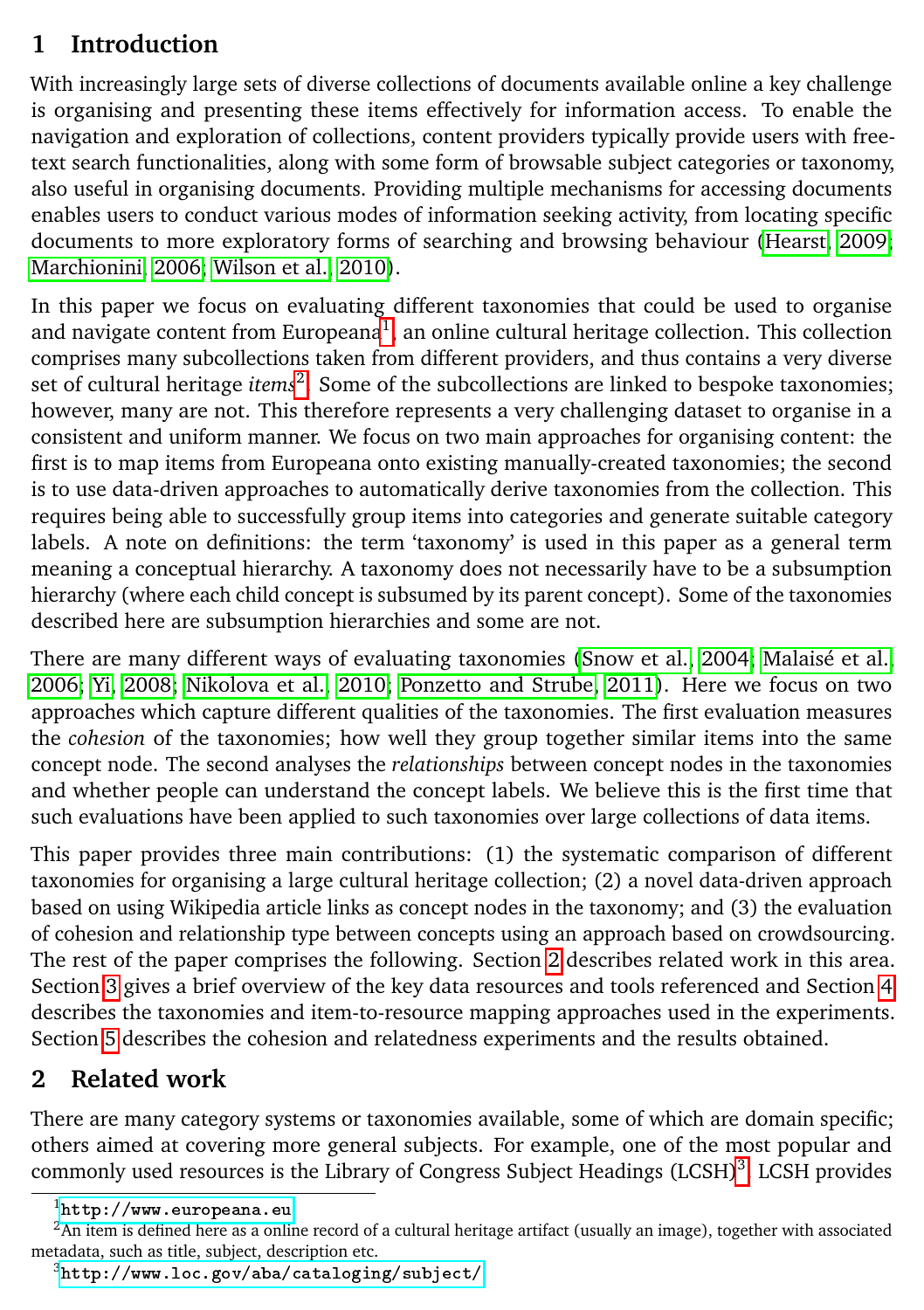# 1 Introduction

With increasingly large sets of diverse collections of documents available online a key challenge is organising and presenting these items effectively for information access. To enable the navigation and exploration of collections, content providers typically provide users with free-text search functionalities, along with some form of browsable subject categories or taxonomy, also useful in organising documents. Providing multiple mechanisms for accessing documents enables users to conduct various modes of information seeking activity, from locating specific documents to more exploratory forms of searching and browsing behaviour (Hearst, 2009; Marchionini, 2006; Wilson et al., 2010).

In this paper we focus on evaluating different taxonomies that could be used to organise and navigate content from Europeana[1], an online cultural heritage collection. This collection comprises many subcollections taken from different providers, and thus contains a very diverse set of cultural heritage *items*[2]. Some of the subcollections are linked to bespoke taxonomies; however, many are not. This therefore represents a very challenging dataset to organise in a consistent and uniform manner. We focus on two main approaches for organising content: the first is to map items from Europeana onto existing manually-created taxonomies; the second is to use data-driven approaches to automatically derive taxonomies from the collection. This requires being able to successfully group items into categories and generate suitable category labels. A note on definitions: the term 'taxonomy' is used in this paper as a general term meaning a conceptual hierarchy. A taxonomy does not necessarily have to be a subsumption hierarchy (where each child concept is subsumed by its parent concept). Some of the taxonomies described here are subsumption hierarchies and some are not.

There are many different ways of evaluating taxonomies (Snow et al., 2004; Malaisé et al., 2006; Yi, 2008; Nikolova et al., 2010; Ponzetto and Strube, 2011). Here we focus on two approaches which capture different qualities of the taxonomies. The first evaluation measures the *cohesion* of the taxonomies; how well they group together similar items into the same concept node. The second analyses the *relationships* between concept nodes in the taxonomies and whether people can understand the concept labels. We believe this is the first time that such evaluations have been applied to such taxonomies over large collections of data items.

This paper provides three main contributions: (1) the systematic comparison of different taxonomies for organising a large cultural heritage collection; (2) a novel data-driven approach based on using Wikipedia article links as concept nodes in the taxonomy; and (3) the evaluation of cohesion and relationship type between concepts using an approach based on crowdsourcing. The rest of the paper comprises the following. Section 2 describes related work in this area. Section 3 gives a brief overview of the key data resources and tools referenced and Section 4 describes the taxonomies and item-to-resource mapping approaches used in the experiments. Section 5 describes the cohesion and relatedness experiments and the results obtained.

# 2 Related work

There are many category systems or taxonomies available, some of which are domain specific; others aimed at covering more general subjects. For example, one of the most popular and commonly used resources is the Library of Congress Subject Headings (LCSH)[3]. LCSH provides

[1] http://www.europeana.eu

[2] An item is defined here as a online record of a cultural heritage artifact (usually an image), together with associated metadata, such as title, subject, description etc.

[3] http://www.loc.gov/aba/cataloging/subject/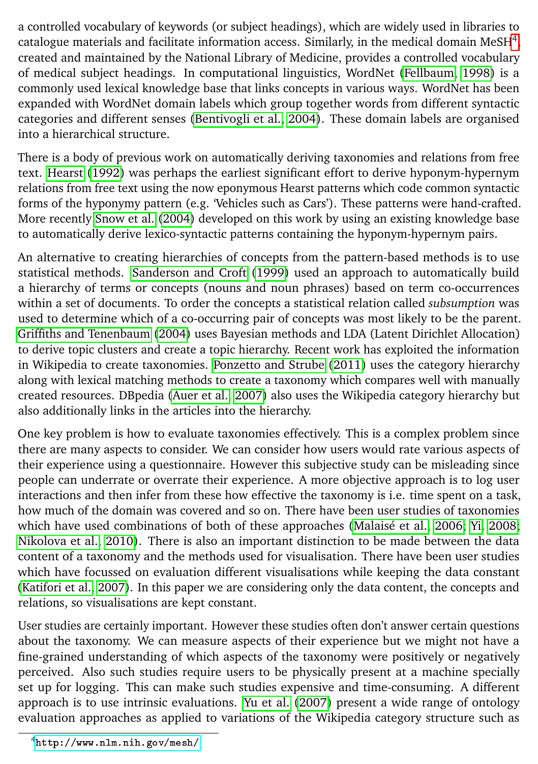a controlled vocabulary of keywords (or subject headings), which are widely used in libraries to catalogue materials and facilitate information access. Similarly, in the medical domain MeSH[4], created and maintained by the National Library of Medicine, provides a controlled vocabulary of medical subject headings. In computational linguistics, WordNet (Fellbaum, 1998) is a commonly used lexical knowledge base that links concepts in various ways. WordNet has been expanded with WordNet domain labels which group together words from different syntactic categories and different senses (Bentivogli et al., 2004). These domain labels are organised into a hierarchical structure.

There is a body of previous work on automatically deriving taxonomies and relations from free text. Hearst (1992) was perhaps the earliest significant effort to derive hyponym-hypernym relations from free text using the now eponymous Hearst patterns which code common syntactic forms of the hyponymy pattern (e.g. 'Vehicles such as Cars'). These patterns were hand-crafted. More recently Snow et al. (2004) developed on this work by using an existing knowledge base to automatically derive lexico-syntactic patterns containing the hyponym-hypernym pairs.

An alternative to creating hierarchies of concepts from the pattern-based methods is to use statistical methods. Sanderson and Croft (1999) used an approach to automatically build a hierarchy of terms or concepts (nouns and noun phrases) based on term co-occurrences within a set of documents. To order the concepts a statistical relation called *subsumption* was used to determine which of a co-occurring pair of concepts was most likely to be the parent. Griffiths and Tenenbaum (2004) uses Bayesian methods and LDA (Latent Dirichlet Allocation) to derive topic clusters and create a topic hierarchy. Recent work has exploited the information in Wikipedia to create taxonomies. Ponzetto and Strube (2011) uses the category hierarchy along with lexical matching methods to create a taxonomy which compares well with manually created resources. DBpedia (Auer et al., 2007) also uses the Wikipedia category hierarchy but also additionally links in the articles into the hierarchy.

One key problem is how to evaluate taxonomies effectively. This is a complex problem since there are many aspects to consider. We can consider how users would rate various aspects of their experience using a questionnaire. However this subjective study can be misleading since people can underrate or overrate their experience. A more objective approach is to log user interactions and then infer from these how effective the taxonomy is i.e. time spent on a task, how much of the domain was covered and so on. There have been user studies of taxonomies which have used combinations of both of these approaches (Malaisé et al., 2006; Yi, 2008; Nikolova et al., 2010). There is also an important distinction to be made between the data content of a taxonomy and the methods used for visualisation. There have been user studies which have focussed on evaluation different visualisations while keeping the data constant (Katifori et al., 2007). In this paper we are considering only the data content, the concepts and relations, so visualisations are kept constant.

User studies are certainly important. However these studies often don't answer certain questions about the taxonomy. We can measure aspects of their experience but we might not have a fine-grained understanding of which aspects of the taxonomy were positively or negatively perceived. Also such studies require users to be physically present at a machine specially set up for logging. This can make such studies expensive and time-consuming. A different approach is to use intrinsic evaluations. Yu et al. (2007) present a wide range of ontology evaluation approaches as applied to variations of the Wikipedia category structure such as

[4] http://www.nlm.nih.gov/mesh/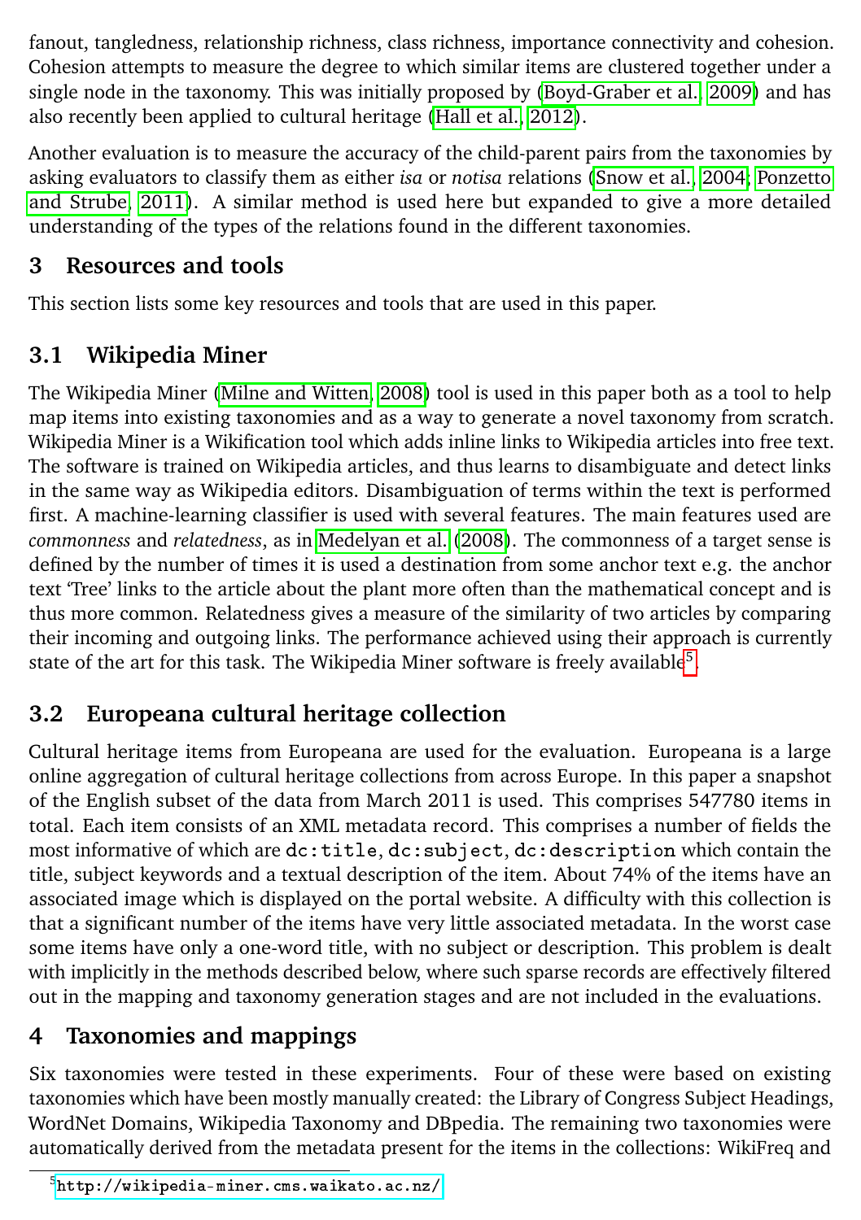fanout, tangledness, relationship richness, class richness, importance connectivity and cohesion. Cohesion attempts to measure the degree to which similar items are clustered together under a single node in the taxonomy. This was initially proposed by (Boyd-Graber et al., 2009) and has also recently been applied to cultural heritage (Hall et al., 2012).

Another evaluation is to measure the accuracy of the child-parent pairs from the taxonomies by asking evaluators to classify them as either *isa* or *notisa* relations (Snow et al., 2004; Ponzetto and Strube, 2011). A similar method is used here but expanded to give a more detailed understanding of the types of the relations found in the different taxonomies.

## 3 Resources and tools

This section lists some key resources and tools that are used in this paper.

### 3.1 Wikipedia Miner

The Wikipedia Miner (Milne and Witten, 2008) tool is used in this paper both as a tool to help map items into existing taxonomies and as a way to generate a novel taxonomy from scratch. Wikipedia Miner is a Wikification tool which adds inline links to Wikipedia articles into free text. The software is trained on Wikipedia articles, and thus learns to disambiguate and detect links in the same way as Wikipedia editors. Disambiguation of terms within the text is performed first. A machine-learning classifier is used with several features. The main features used are *commonness* and *relatedness*, as in Medelyan et al. (2008). The commonness of a target sense is defined by the number of times it is used a destination from some anchor text e.g. the anchor text 'Tree' links to the article about the plant more often than the mathematical concept and is thus more common. Relatedness gives a measure of the similarity of two articles by comparing their incoming and outgoing links. The performance achieved using their approach is currently state of the art for this task. The Wikipedia Miner software is freely available[5].

### 3.2 Europeana cultural heritage collection

Cultural heritage items from Europeana are used for the evaluation. Europeana is a large online aggregation of cultural heritage collections from across Europe. In this paper a snapshot of the English subset of the data from March 2011 is used. This comprises 547780 items in total. Each item consists of an XML metadata record. This comprises a number of fields the most informative of which are `dc:title`, `dc:subject`, `dc:description` which contain the title, subject keywords and a textual description of the item. About 74% of the items have an associated image which is displayed on the portal website. A difficulty with this collection is that a significant number of the items have very little associated metadata. In the worst case some items have only a one-word title, with no subject or description. This problem is dealt with implicitly in the methods described below, where such sparse records are effectively filtered out in the mapping and taxonomy generation stages and are not included in the evaluations.

## 4 Taxonomies and mappings

Six taxonomies were tested in these experiments. Four of these were based on existing taxonomies which have been mostly manually created: the Library of Congress Subject Headings, WordNet Domains, Wikipedia Taxonomy and DBpedia. The remaining two taxonomies were automatically derived from the metadata present for the items in the collections: WikiFreq and

[5] http://wikipedia-miner.cms.waikato.ac.nz/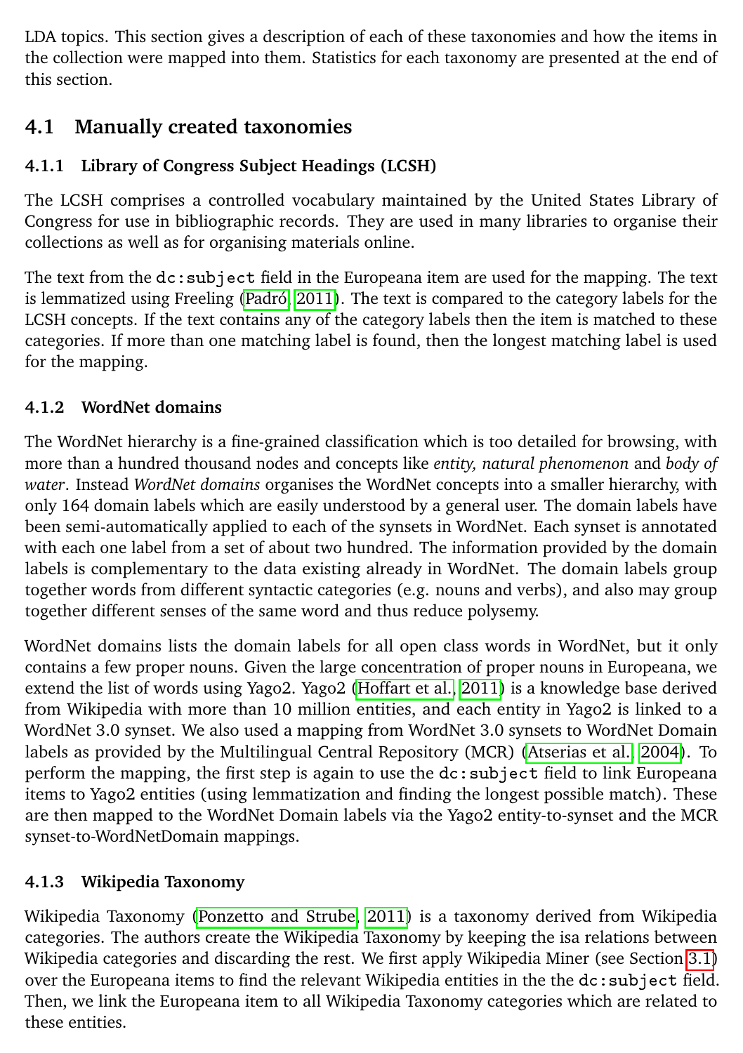LDA topics. This section gives a description of each of these taxonomies and how the items in the collection were mapped into them. Statistics for each taxonomy are presented at the end of this section.

## 4.1 Manually created taxonomies

### 4.1.1 Library of Congress Subject Headings (LCSH)

The LCSH comprises a controlled vocabulary maintained by the United States Library of Congress for use in bibliographic records. They are used in many libraries to organise their collections as well as for organising materials online.

The text from the `dc:subject` field in the Europeana item are used for the mapping. The text is lemmatized using Freeling (Padró, 2011). The text is compared to the category labels for the LCSH concepts. If the text contains any of the category labels then the item is matched to these categories. If more than one matching label is found, then the longest matching label is used for the mapping.

### 4.1.2 WordNet domains

The WordNet hierarchy is a fine-grained classification which is too detailed for browsing, with more than a hundred thousand nodes and concepts like *entity, natural phenomenon* and *body of water*. Instead *WordNet domains* organises the WordNet concepts into a smaller hierarchy, with only 164 domain labels which are easily understood by a general user. The domain labels have been semi-automatically applied to each of the synsets in WordNet. Each synset is annotated with each one label from a set of about two hundred. The information provided by the domain labels is complementary to the data existing already in WordNet. The domain labels group together words from different syntactic categories (e.g. nouns and verbs), and also may group together different senses of the same word and thus reduce polysemy.

WordNet domains lists the domain labels for all open class words in WordNet, but it only contains a few proper nouns. Given the large concentration of proper nouns in Europeana, we extend the list of words using Yago2. Yago2 (Hoffart et al., 2011) is a knowledge base derived from Wikipedia with more than 10 million entities, and each entity in Yago2 is linked to a WordNet 3.0 synset. We also used a mapping from WordNet 3.0 synsets to WordNet Domain labels as provided by the Multilingual Central Repository (MCR) (Atserias et al., 2004). To perform the mapping, the first step is again to use the `dc:subject` field to link Europeana items to Yago2 entities (using lemmatization and finding the longest possible match). These are then mapped to the WordNet Domain labels via the Yago2 entity-to-synset and the MCR synset-to-WordNetDomain mappings.

### 4.1.3 Wikipedia Taxonomy

Wikipedia Taxonomy (Ponzetto and Strube, 2011) is a taxonomy derived from Wikipedia categories. The authors create the Wikipedia Taxonomy by keeping the isa relations between Wikipedia categories and discarding the rest. We first apply Wikipedia Miner (see Section 3.1) over the Europeana items to find the relevant Wikipedia entities in the the `dc:subject` field. Then, we link the Europeana item to all Wikipedia Taxonomy categories which are related to these entities.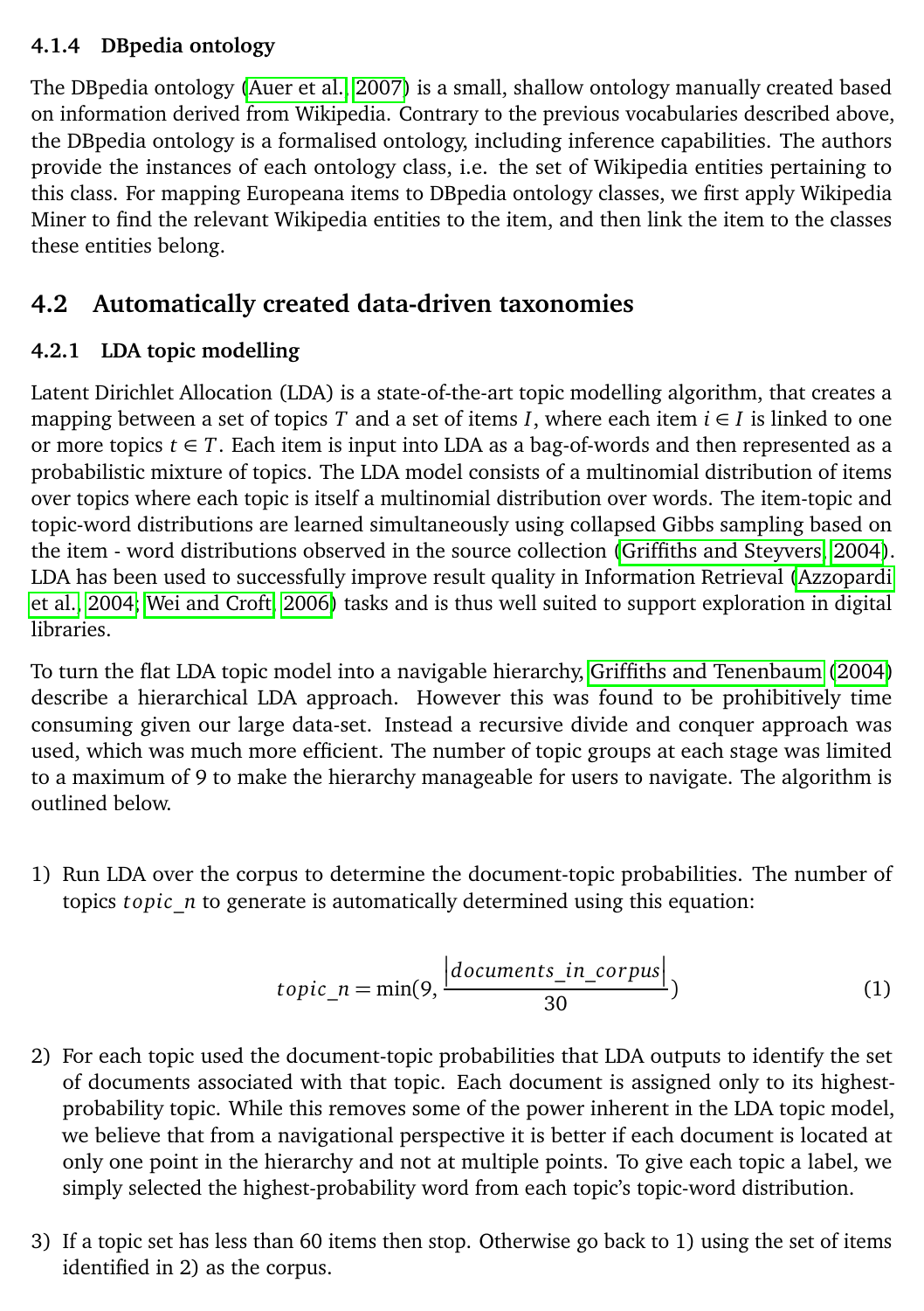#### 4.1.4 DBpedia ontology

The DBpedia ontology (Auer et al., 2007) is a small, shallow ontology manually created based on information derived from Wikipedia. Contrary to the previous vocabularies described above, the DBpedia ontology is a formalised ontology, including inference capabilities. The authors provide the instances of each ontology class, i.e. the set of Wikipedia entities pertaining to this class. For mapping Europeana items to DBpedia ontology classes, we first apply Wikipedia Miner to find the relevant Wikipedia entities to the item, and then link the item to the classes these entities belong.

## 4.2 Automatically created data-driven taxonomies

### 4.2.1 LDA topic modelling

Latent Dirichlet Allocation (LDA) is a state-of-the-art topic modelling algorithm, that creates a mapping between a set of topics $T$ and a set of items $I$, where each item $i \in I$ is linked to one or more topics $t \in T$. Each item is input into LDA as a bag-of-words and then represented as a probabilistic mixture of topics. The LDA model consists of a multinomial distribution of items over topics where each topic is itself a multinomial distribution over words. The item-topic and topic-word distributions are learned simultaneously using collapsed Gibbs sampling based on the item - word distributions observed in the source collection (Griffiths and Steyvers, 2004). LDA has been used to successfully improve result quality in Information Retrieval (Azzopardi et al., 2004; Wei and Croft, 2006) tasks and is thus well suited to support exploration in digital libraries.

To turn the flat LDA topic model into a navigable hierarchy, Griffiths and Tenenbaum (2004) describe a hierarchical LDA approach. However this was found to be prohibitively time consuming given our large data-set. Instead a recursive divide and conquer approach was used, which was much more efficient. The number of topic groups at each stage was limited to a maximum of 9 to make the hierarchy manageable for users to navigate. The algorithm is outlined below.

1) Run LDA over the corpus to determine the document-topic probabilities. The number of topics $topic\_n$ to generate is automatically determined using this equation:

$$topic\_n = \min(9, \frac{|documents\_in\_corpus|}{30}) \tag{1}$$

2) For each topic used the document-topic probabilities that LDA outputs to identify the set of documents associated with that topic. Each document is assigned only to its highest-probability topic. While this removes some of the power inherent in the LDA topic model, we believe that from a navigational perspective it is better if each document is located at only one point in the hierarchy and not at multiple points. To give each topic a label, we simply selected the highest-probability word from each topic's topic-word distribution.

3) If a topic set has less than 60 items then stop. Otherwise go back to 1) using the set of items identified in 2) as the corpus.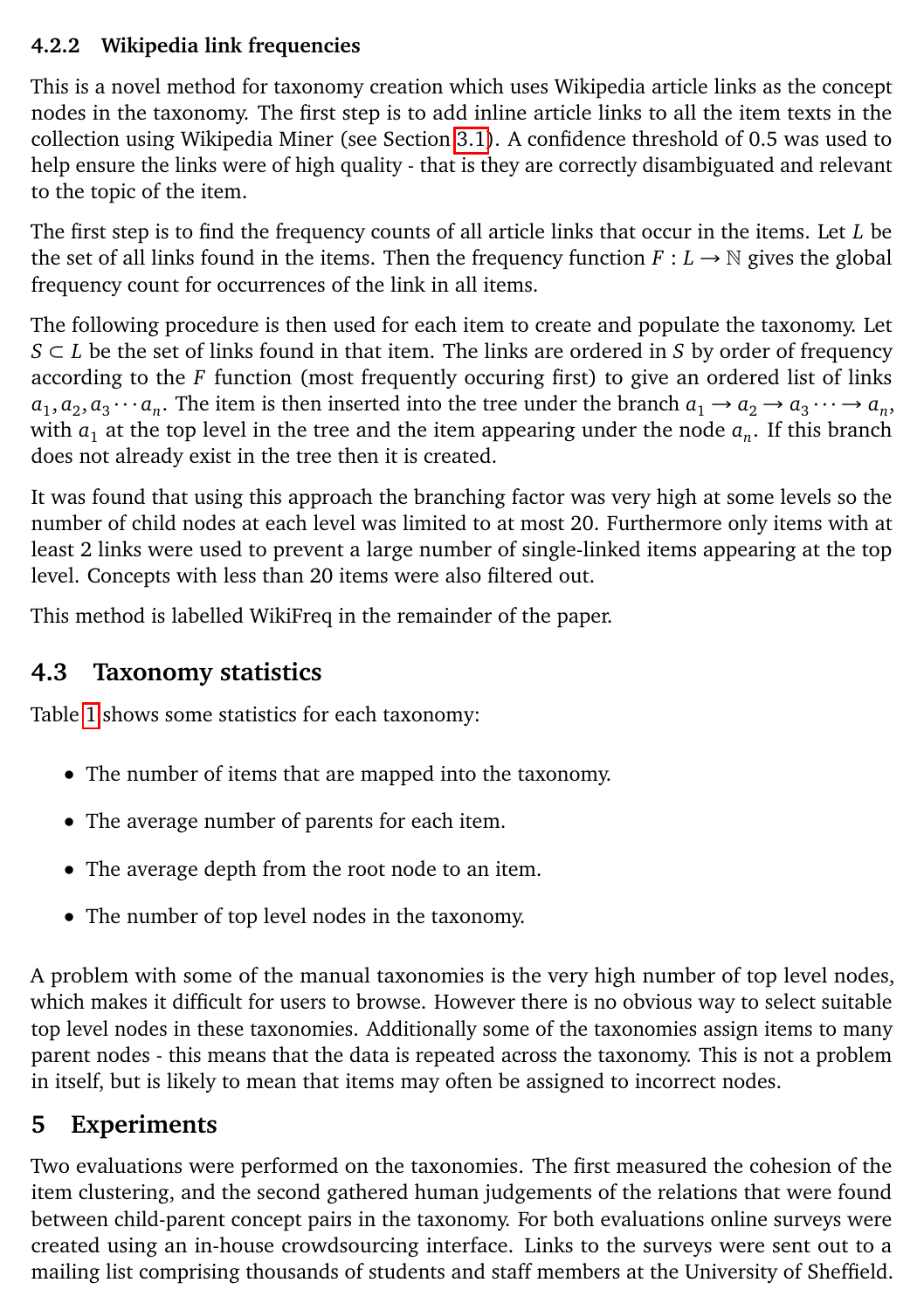### 4.2.2 Wikipedia link frequencies

This is a novel method for taxonomy creation which uses Wikipedia article links as the concept nodes in the taxonomy. The first step is to add inline article links to all the item texts in the collection using Wikipedia Miner (see Section 3.1). A confidence threshold of 0.5 was used to help ensure the links were of high quality - that is they are correctly disambiguated and relevant to the topic of the item.

The first step is to find the frequency counts of all article links that occur in the items. Let $L$ be the set of all links found in the items. Then the frequency function $F : L \to \mathbb{N}$ gives the global frequency count for occurrences of the link in all items.

The following procedure is then used for each item to create and populate the taxonomy. Let $S \subset L$ be the set of links found in that item. The links are ordered in $S$ by order of frequency according to the $F$ function (most frequently occuring first) to give an ordered list of links $a_1, a_2, a_3 \cdots a_n$. The item is then inserted into the tree under the branch $a_1 \to a_2 \to a_3 \cdots \to a_n$, with $a_1$ at the top level in the tree and the item appearing under the node $a_n$. If this branch does not already exist in the tree then it is created.

It was found that using this approach the branching factor was very high at some levels so the number of child nodes at each level was limited to at most 20. Furthermore only items with at least 2 links were used to prevent a large number of single-linked items appearing at the top level. Concepts with less than 20 items were also filtered out.

This method is labelled WikiFreq in the remainder of the paper.

## 4.3 Taxonomy statistics

Table 1 shows some statistics for each taxonomy:

- The number of items that are mapped into the taxonomy.
- The average number of parents for each item.
- The average depth from the root node to an item.
- The number of top level nodes in the taxonomy.

A problem with some of the manual taxonomies is the very high number of top level nodes, which makes it difficult for users to browse. However there is no obvious way to select suitable top level nodes in these taxonomies. Additionally some of the taxonomies assign items to many parent nodes - this means that the data is repeated across the taxonomy. This is not a problem in itself, but is likely to mean that items may often be assigned to incorrect nodes.

# 5 Experiments

Two evaluations were performed on the taxonomies. The first measured the cohesion of the item clustering, and the second gathered human judgements of the relations that were found between child-parent concept pairs in the taxonomy. For both evaluations online surveys were created using an in-house crowdsourcing interface. Links to the surveys were sent out to a mailing list comprising thousands of students and staff members at the University of Sheffield.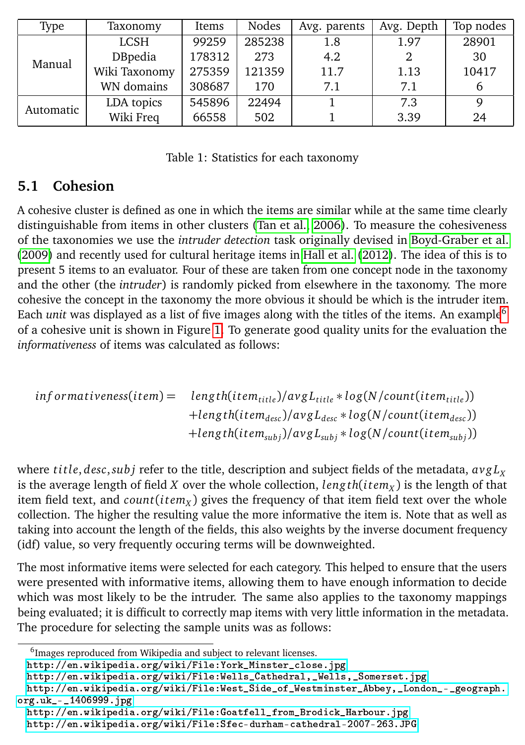| Type | Taxonomy | Items | Nodes | Avg. parents | Avg. Depth | Top nodes |
|---|---|---|---|---|---|---|
| Manual | LCSH | 99259 | 285238 | 1.8 | 1.97 | 28901 |
| | DBpedia | 178312 | 273 | 4.2 | 2 | 30 |
| | Wiki Taxonomy | 275359 | 121359 | 11.7 | 1.13 | 10417 |
| | WN domains | 308687 | 170 | 7.1 | 7.1 | 6 |
| Automatic | LDA topics | 545896 | 22494 | 1 | 7.3 | 9 |
| | Wiki Freq | 66558 | 502 | 1 | 3.39 | 24 |

Table 1: Statistics for each taxonomy

### 5.1 Cohesion

A cohesive cluster is defined as one in which the items are similar while at the same time clearly distinguishable from items in other clusters (Tan et al., 2006). To measure the cohesiveness of the taxonomies we use the *intruder detection* task originally devised in Boyd-Graber et al. (2009) and recently used for cultural heritage items in Hall et al. (2012). The idea of this is to present 5 items to an evaluator. Four of these are taken from one concept node in the taxonomy and the other (the *intruder*) is randomly picked from elsewhere in the taxonomy. The more cohesive the concept in the taxonomy the more obvious it should be which is the intruder item. Each *unit* was displayed as a list of five images along with the titles of the items. An example[6] of a cohesive unit is shown in Figure 1. To generate good quality units for the evaluation the *informativeness* of items was calculated as follows:

$$
\begin{aligned}
informativeness(item) = \; & length(item_{title})/avgL_{title} * log(N/count(item_{title})) \\
& + length(item_{desc})/avgL_{desc} * log(N/count(item_{desc})) \\
& + length(item_{subj})/avgL_{subj} * log(N/count(item_{subj}))
\end{aligned}
$$

where $title, desc, subj$ refer to the title, description and subject fields of the metadata, $avgL_X$ is the average length of field $X$ over the whole collection, $length(item_X)$ is the length of that item field text, and $count(item_X)$ gives the frequency of that item field text over the whole collection. The higher the resulting value the more informative the item is. Note that as well as taking into account the length of the fields, this also weights by the inverse document frequency (idf) value, so very frequently occuring terms will be downweighted.

The most informative items were selected for each category. This helped to ensure that the users were presented with informative items, allowing them to have enough information to decide which was most likely to be the intruder. The same also applies to the taxonomy mappings being evaluated; it is difficult to correctly map items with very little information in the metadata. The procedure for selecting the sample units was as follows:

[6] Images reproduced from Wikipedia and subject to relevant licenses.
http://en.wikipedia.org/wiki/File:York_Minster_close.jpg
http://en.wikipedia.org/wiki/File:Wells_Cathedral,_Wells,_Somerset.jpg
http://en.wikipedia.org/wiki/File:West_Side_of_Westminster_Abbey,_London_-_geograph.org.uk_-_1406999.jpg
http://en.wikipedia.org/wiki/File:Goatfell_from_Brodick_Harbour.jpg
http://en.wikipedia.org/wiki/File:Sfec-durham-cathedral-2007-263.JPG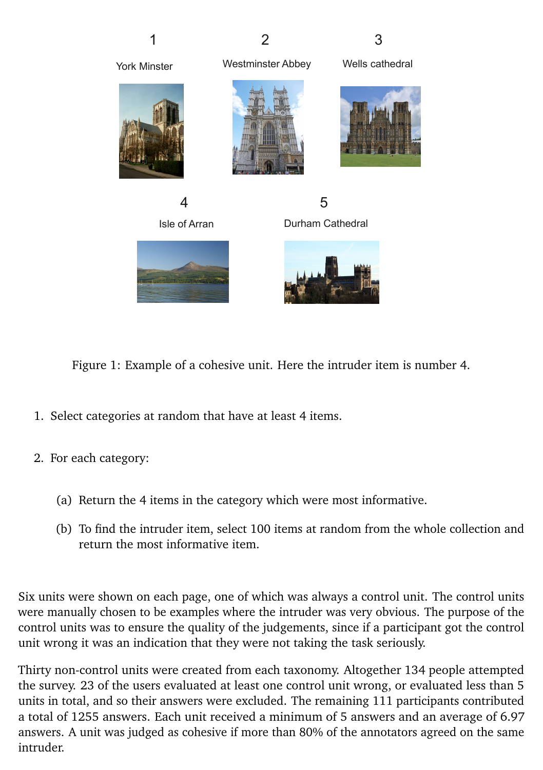1

York Minster

2

Westminster Abbey

3

Wells cathedral

4

Isle of Arran

5

Durham Cathedral

Figure 1: Example of a cohesive unit. Here the intruder item is number 4.

1. Select categories at random that have at least 4 items.

2. For each category:

   (a) Return the 4 items in the category which were most informative.

   (b) To find the intruder item, select 100 items at random from the whole collection and return the most informative item.

Six units were shown on each page, one of which was always a control unit. The control units were manually chosen to be examples where the intruder was very obvious. The purpose of the control units was to ensure the quality of the judgements, since if a participant got the control unit wrong it was an indication that they were not taking the task seriously.

Thirty non-control units were created from each taxonomy. Altogether 134 people attempted the survey. 23 of the users evaluated at least one control unit wrong, or evaluated less than 5 units in total, and so their answers were excluded. The remaining 111 participants contributed a total of 1255 answers. Each unit received a minimum of 5 answers and an average of 6.97 answers. A unit was judged as cohesive if more than 80% of the annotators agreed on the same intruder.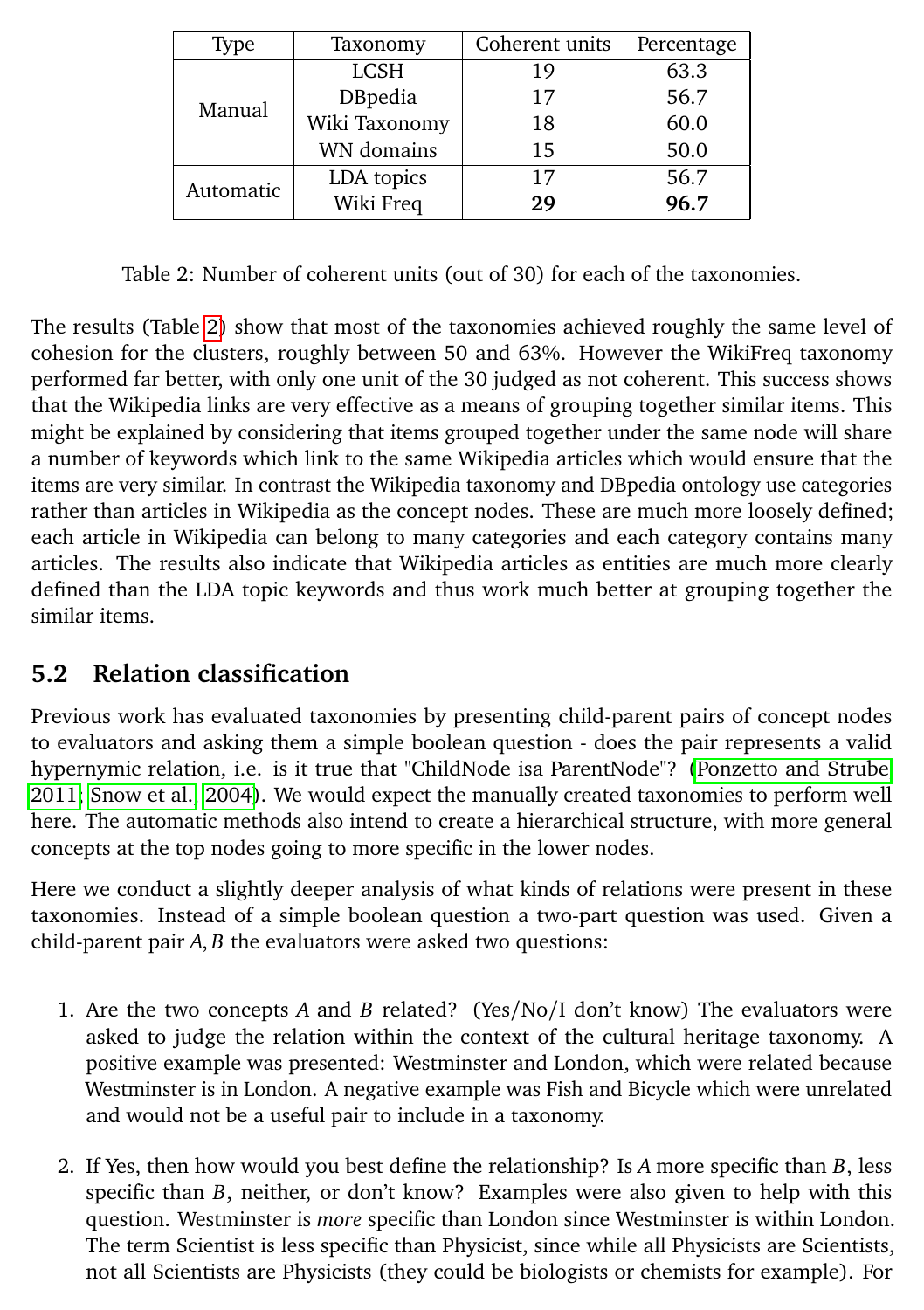| Type | Taxonomy | Coherent units | Percentage |
|---|---|---|---|
| Manual | LCSH | 19 | 63.3 |
| | DBpedia | 17 | 56.7 |
| | Wiki Taxonomy | 18 | 60.0 |
| | WN domains | 15 | 50.0 |
| Automatic | LDA topics | 17 | 56.7 |
| | Wiki Freq | **29** | **96.7** |

Table 2: Number of coherent units (out of 30) for each of the taxonomies.

The results (Table 2) show that most of the taxonomies achieved roughly the same level of cohesion for the clusters, roughly between 50 and 63%. However the WikiFreq taxonomy performed far better, with only one unit of the 30 judged as not coherent. This success shows that the Wikipedia links are very effective as a means of grouping together similar items. This might be explained by considering that items grouped together under the same node will share a number of keywords which link to the same Wikipedia articles which would ensure that the items are very similar. In contrast the Wikipedia taxonomy and DBpedia ontology use categories rather than articles in Wikipedia as the concept nodes. These are much more loosely defined; each article in Wikipedia can belong to many categories and each category contains many articles. The results also indicate that Wikipedia articles as entities are much more clearly defined than the LDA topic keywords and thus work much better at grouping together the similar items.

## 5.2 Relation classification

Previous work has evaluated taxonomies by presenting child-parent pairs of concept nodes to evaluators and asking them a simple boolean question - does the pair represents a valid hypernymic relation, i.e. is it true that "ChildNode isa ParentNode"? (Ponzetto and Strube, 2011; Snow et al., 2004). We would expect the manually created taxonomies to perform well here. The automatic methods also intend to create a hierarchical structure, with more general concepts at the top nodes going to more specific in the lower nodes.

Here we conduct a slightly deeper analysis of what kinds of relations were present in these taxonomies. Instead of a simple boolean question a two-part question was used. Given a child-parent pair $A, B$ the evaluators were asked two questions:

1. Are the two concepts $A$ and $B$ related? (Yes/No/I don't know) The evaluators were asked to judge the relation within the context of the cultural heritage taxonomy. A positive example was presented: Westminster and London, which were related because Westminster is in London. A negative example was Fish and Bicycle which were unrelated and would not be a useful pair to include in a taxonomy.

2. If Yes, then how would you best define the relationship? Is $A$ more specific than $B$, less specific than $B$, neither, or don't know? Examples were also given to help with this question. Westminster is *more* specific than London since Westminster is within London. The term Scientist is less specific than Physicist, since while all Physicists are Scientists, not all Scientists are Physicists (they could be biologists or chemists for example). For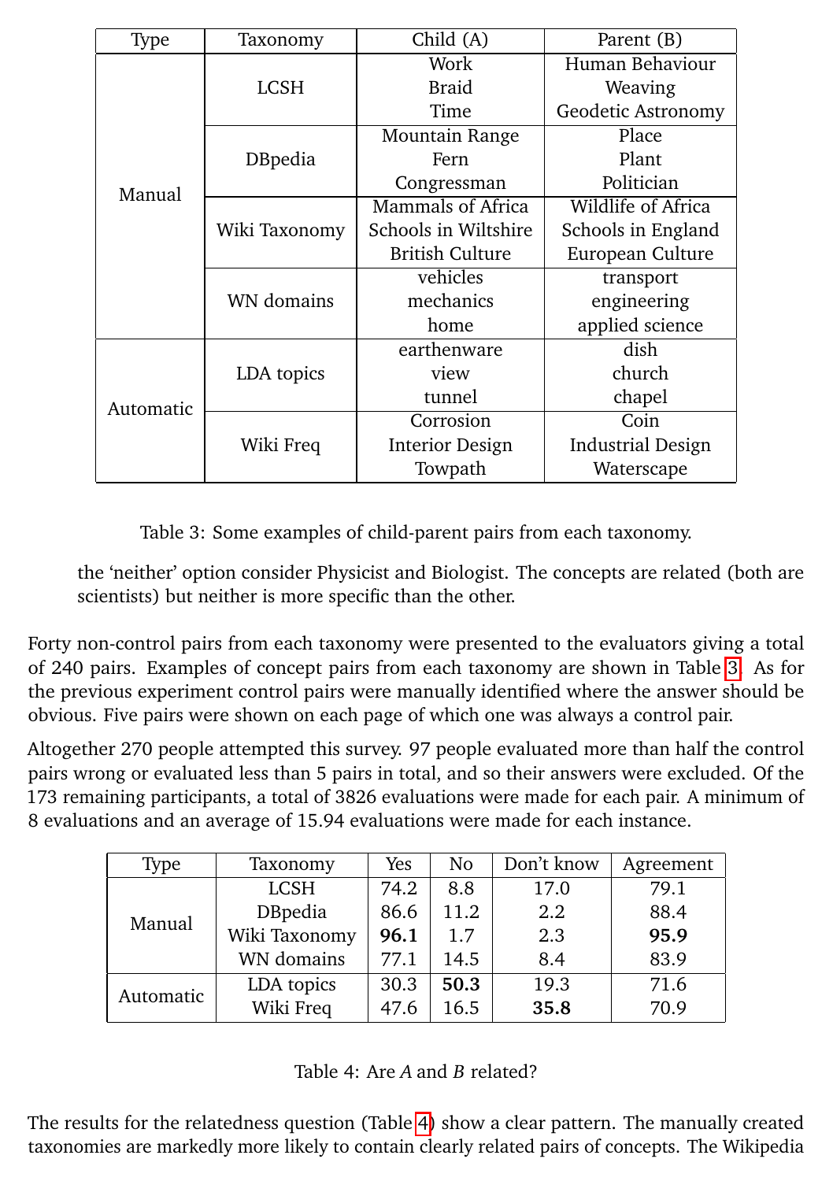| Type | Taxonomy | Child (A) | Parent (B) |
|---|---|---|---|
| Manual | LCSH | Work | Human Behaviour |
| | | Braid | Weaving |
| | | Time | Geodetic Astronomy |
| | DBpedia | Mountain Range | Place |
| | | Fern | Plant |
| | | Congressman | Politician |
| | Wiki Taxonomy | Mammals of Africa | Wildlife of Africa |
| | | Schools in Wiltshire | Schools in England |
| | | British Culture | European Culture |
| | WN domains | vehicles | transport |
| | | mechanics | engineering |
| | | home | applied science |
| Automatic | LDA topics | earthenware | dish |
| | | view | church |
| | | tunnel | chapel |
| | Wiki Freq | Corrosion | Coin |
| | | Interior Design | Industrial Design |
| | | Towpath | Waterscape |

Table 3: Some examples of child-parent pairs from each taxonomy.

the 'neither' option consider Physicist and Biologist. The concepts are related (both are scientists) but neither is more specific than the other.

Forty non-control pairs from each taxonomy were presented to the evaluators giving a total of 240 pairs. Examples of concept pairs from each taxonomy are shown in Table 3. As for the previous experiment control pairs were manually identified where the answer should be obvious. Five pairs were shown on each page of which one was always a control pair.

Altogether 270 people attempted this survey. 97 people evaluated more than half the control pairs wrong or evaluated less than 5 pairs in total, and so their answers were excluded. Of the 173 remaining participants, a total of 3826 evaluations were made for each pair. A minimum of 8 evaluations and an average of 15.94 evaluations were made for each instance.

| Type | Taxonomy | Yes | No | Don't know | Agreement |
|---|---|---|---|---|---|
| Manual | LCSH | 74.2 | 8.8 | 17.0 | 79.1 |
| | DBpedia | 86.6 | 11.2 | 2.2 | 88.4 |
| | Wiki Taxonomy | **96.1** | 1.7 | 2.3 | **95.9** |
| | WN domains | 77.1 | 14.5 | 8.4 | 83.9 |
| Automatic | LDA topics | 30.3 | **50.3** | 19.3 | 71.6 |
| | Wiki Freq | 47.6 | 16.5 | **35.8** | 70.9 |

Table 4: Are *A* and *B* related?

The results for the relatedness question (Table 4) show a clear pattern. The manually created taxonomies are markedly more likely to contain clearly related pairs of concepts. The Wikipedia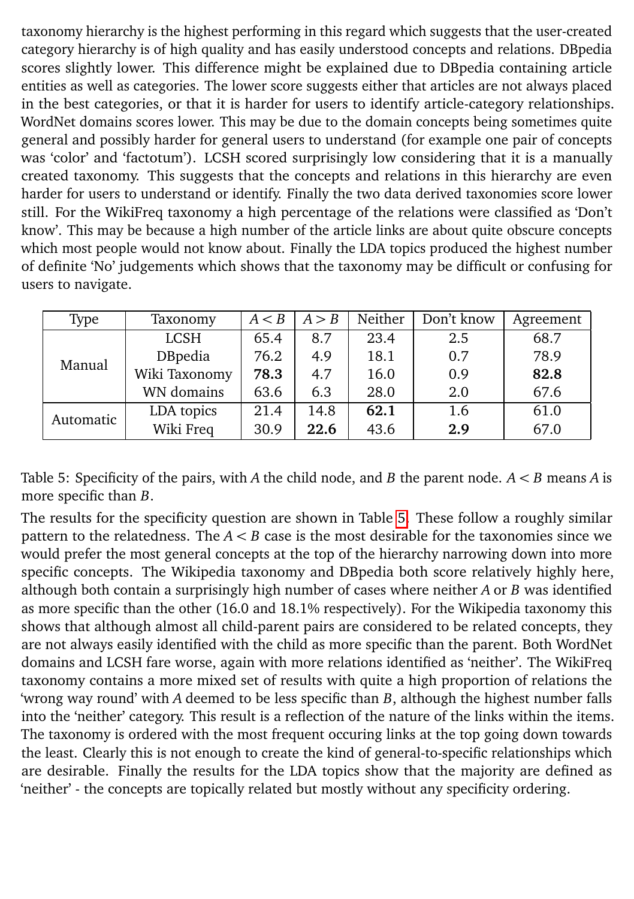taxonomy hierarchy is the highest performing in this regard which suggests that the user-created category hierarchy is of high quality and has easily understood concepts and relations. DBpedia scores slightly lower. This difference might be explained due to DBpedia containing article entities as well as categories. The lower score suggests either that articles are not always placed in the best categories, or that it is harder for users to identify article-category relationships. WordNet domains scores lower. This may be due to the domain concepts being sometimes quite general and possibly harder for general users to understand (for example one pair of concepts was 'color' and 'factotum'). LCSH scored surprisingly low considering that it is a manually created taxonomy. This suggests that the concepts and relations in this hierarchy are even harder for users to understand or identify. Finally the two data derived taxonomies score lower still. For the WikiFreq taxonomy a high percentage of the relations were classified as 'Don't know'. This may be because a high number of the article links are about quite obscure concepts which most people would not know about. Finally the LDA topics produced the highest number of definite 'No' judgements which shows that the taxonomy may be difficult or confusing for users to navigate.

| Type | Taxonomy | $A < B$ | $A > B$ | Neither | Don't know | Agreement |
|---|---|---|---|---|---|---|
| Manual | LCSH | 65.4 | 8.7 | 23.4 | 2.5 | 68.7 |
| | DBpedia | 76.2 | 4.9 | 18.1 | 0.7 | 78.9 |
| | Wiki Taxonomy | **78.3** | 4.7 | 16.0 | 0.9 | **82.8** |
| | WN domains | 63.6 | 6.3 | 28.0 | 2.0 | 67.6 |
| Automatic | LDA topics | 21.4 | 14.8 | **62.1** | 1.6 | 61.0 |
| | Wiki Freq | 30.9 | **22.6** | 43.6 | **2.9** | 67.0 |

Table 5: Specificity of the pairs, with $A$ the child node, and $B$ the parent node. $A < B$ means $A$ is more specific than $B$.

The results for the specificity question are shown in Table 5. These follow a roughly similar pattern to the relatedness. The $A < B$ case is the most desirable for the taxonomies since we would prefer the most general concepts at the top of the hierarchy narrowing down into more specific concepts. The Wikipedia taxonomy and DBpedia both score relatively highly here, although both contain a surprisingly high number of cases where neither $A$ or $B$ was identified as more specific than the other (16.0 and 18.1% respectively). For the Wikipedia taxonomy this shows that although almost all child-parent pairs are considered to be related concepts, they are not always easily identified with the child as more specific than the parent. Both WordNet domains and LCSH fare worse, again with more relations identified as 'neither'. The WikiFreq taxonomy contains a more mixed set of results with quite a high proportion of relations the 'wrong way round' with $A$ deemed to be less specific than $B$, although the highest number falls into the 'neither' category. This result is a reflection of the nature of the links within the items. The taxonomy is ordered with the most frequent occuring links at the top going down towards the least. Clearly this is not enough to create the kind of general-to-specific relationships which are desirable. Finally the results for the LDA topics show that the majority are defined as 'neither' - the concepts are topically related but mostly without any specificity ordering.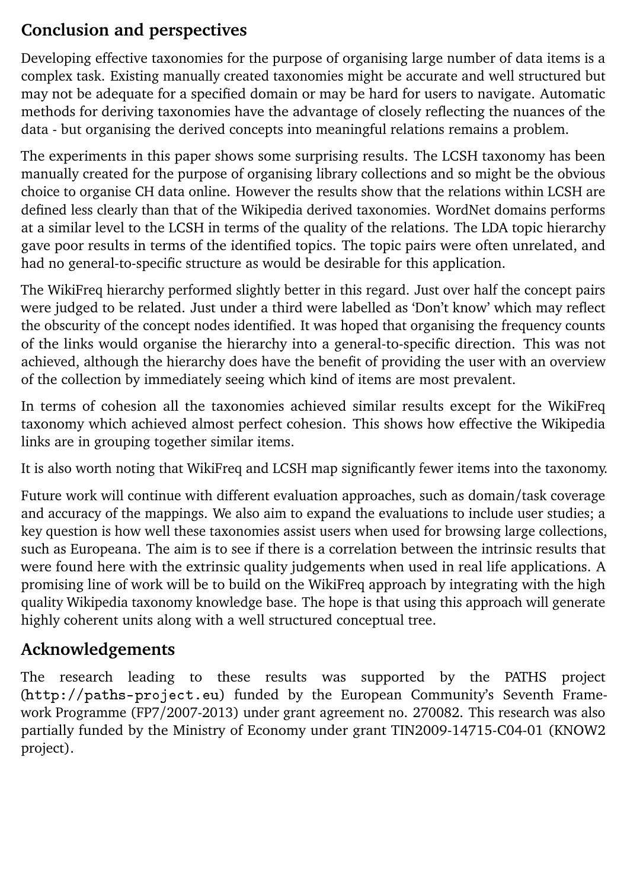## Conclusion and perspectives

Developing effective taxonomies for the purpose of organising large number of data items is a complex task. Existing manually created taxonomies might be accurate and well structured but may not be adequate for a specified domain or may be hard for users to navigate. Automatic methods for deriving taxonomies have the advantage of closely reflecting the nuances of the data - but organising the derived concepts into meaningful relations remains a problem.

The experiments in this paper shows some surprising results. The LCSH taxonomy has been manually created for the purpose of organising library collections and so might be the obvious choice to organise CH data online. However the results show that the relations within LCSH are defined less clearly than that of the Wikipedia derived taxonomies. WordNet domains performs at a similar level to the LCSH in terms of the quality of the relations. The LDA topic hierarchy gave poor results in terms of the identified topics. The topic pairs were often unrelated, and had no general-to-specific structure as would be desirable for this application.

The WikiFreq hierarchy performed slightly better in this regard. Just over half the concept pairs were judged to be related. Just under a third were labelled as 'Don't know' which may reflect the obscurity of the concept nodes identified. It was hoped that organising the frequency counts of the links would organise the hierarchy into a general-to-specific direction. This was not achieved, although the hierarchy does have the benefit of providing the user with an overview of the collection by immediately seeing which kind of items are most prevalent.

In terms of cohesion all the taxonomies achieved similar results except for the WikiFreq taxonomy which achieved almost perfect cohesion. This shows how effective the Wikipedia links are in grouping together similar items.

It is also worth noting that WikiFreq and LCSH map significantly fewer items into the taxonomy.

Future work will continue with different evaluation approaches, such as domain/task coverage and accuracy of the mappings. We also aim to expand the evaluations to include user studies; a key question is how well these taxonomies assist users when used for browsing large collections, such as Europeana. The aim is to see if there is a correlation between the intrinsic results that were found here with the extrinsic quality judgements when used in real life applications. A promising line of work will be to build on the WikiFreq approach by integrating with the high quality Wikipedia taxonomy knowledge base. The hope is that using this approach will generate highly coherent units along with a well structured conceptual tree.

## Acknowledgements

The research leading to these results was supported by the PATHS project (`http://paths-project.eu`) funded by the European Community's Seventh Framework Programme (FP7/2007-2013) under grant agreement no. 270082. This research was also partially funded by the Ministry of Economy under grant TIN2009-14715-C04-01 (KNOW2 project).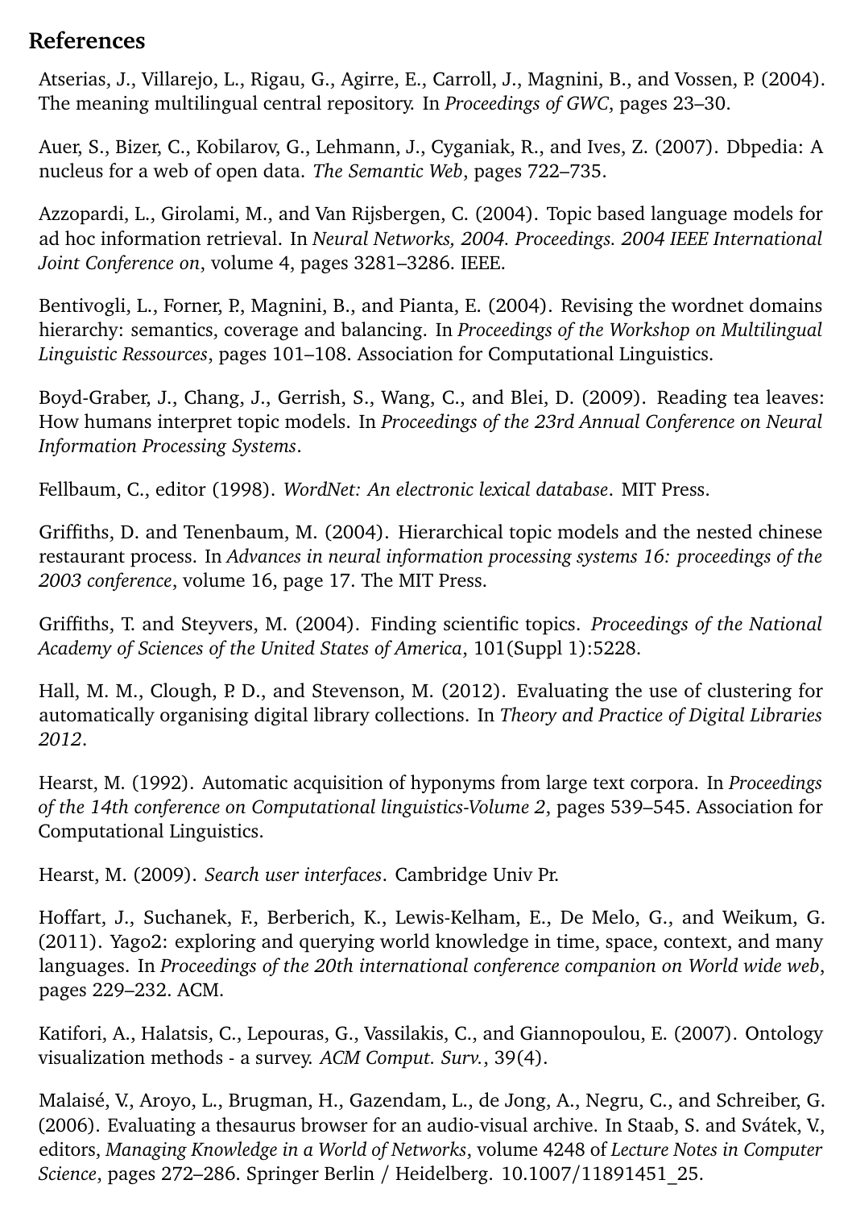## References

Atserias, J., Villarejo, L., Rigau, G., Agirre, E., Carroll, J., Magnini, B., and Vossen, P. (2004). The meaning multilingual central repository. In *Proceedings of GWC*, pages 23–30.

Auer, S., Bizer, C., Kobilarov, G., Lehmann, J., Cyganiak, R., and Ives, Z. (2007). Dbpedia: A nucleus for a web of open data. *The Semantic Web*, pages 722–735.

Azzopardi, L., Girolami, M., and Van Rijsbergen, C. (2004). Topic based language models for ad hoc information retrieval. In *Neural Networks, 2004. Proceedings. 2004 IEEE International Joint Conference on*, volume 4, pages 3281–3286. IEEE.

Bentivogli, L., Forner, P., Magnini, B., and Pianta, E. (2004). Revising the wordnet domains hierarchy: semantics, coverage and balancing. In *Proceedings of the Workshop on Multilingual Linguistic Ressources*, pages 101–108. Association for Computational Linguistics.

Boyd-Graber, J., Chang, J., Gerrish, S., Wang, C., and Blei, D. (2009). Reading tea leaves: How humans interpret topic models. In *Proceedings of the 23rd Annual Conference on Neural Information Processing Systems*.

Fellbaum, C., editor (1998). *WordNet: An electronic lexical database*. MIT Press.

Griffiths, D. and Tenenbaum, M. (2004). Hierarchical topic models and the nested chinese restaurant process. In *Advances in neural information processing systems 16: proceedings of the 2003 conference*, volume 16, page 17. The MIT Press.

Griffiths, T. and Steyvers, M. (2004). Finding scientific topics. *Proceedings of the National Academy of Sciences of the United States of America*, 101(Suppl 1):5228.

Hall, M. M., Clough, P. D., and Stevenson, M. (2012). Evaluating the use of clustering for automatically organising digital library collections. In *Theory and Practice of Digital Libraries 2012*.

Hearst, M. (1992). Automatic acquisition of hyponyms from large text corpora. In *Proceedings of the 14th conference on Computational linguistics-Volume 2*, pages 539–545. Association for Computational Linguistics.

Hearst, M. (2009). *Search user interfaces*. Cambridge Univ Pr.

Hoffart, J., Suchanek, F., Berberich, K., Lewis-Kelham, E., De Melo, G., and Weikum, G. (2011). Yago2: exploring and querying world knowledge in time, space, context, and many languages. In *Proceedings of the 20th international conference companion on World wide web*, pages 229–232. ACM.

Katifori, A., Halatsis, C., Lepouras, G., Vassilakis, C., and Giannopoulou, E. (2007). Ontology visualization methods - a survey. *ACM Comput. Surv.*, 39(4).

Malaisé, V., Aroyo, L., Brugman, H., Gazendam, L., de Jong, A., Negru, C., and Schreiber, G. (2006). Evaluating a thesaurus browser for an audio-visual archive. In Staab, S. and Svátek, V., editors, *Managing Knowledge in a World of Networks*, volume 4248 of *Lecture Notes in Computer Science*, pages 272–286. Springer Berlin / Heidelberg. 10.1007/11891451_25.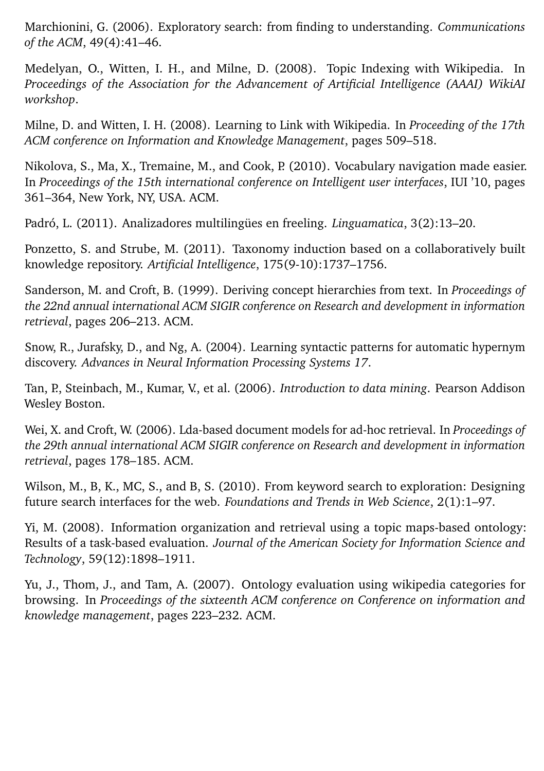Marchionini, G. (2006). Exploratory search: from finding to understanding. *Communications of the ACM*, 49(4):41–46.

Medelyan, O., Witten, I. H., and Milne, D. (2008). Topic Indexing with Wikipedia. In *Proceedings of the Association for the Advancement of Artificial Intelligence (AAAI) WikiAI workshop*.

Milne, D. and Witten, I. H. (2008). Learning to Link with Wikipedia. In *Proceeding of the 17th ACM conference on Information and Knowledge Management*, pages 509–518.

Nikolova, S., Ma, X., Tremaine, M., and Cook, P. (2010). Vocabulary navigation made easier. In *Proceedings of the 15th international conference on Intelligent user interfaces*, IUI '10, pages 361–364, New York, NY, USA. ACM.

Padró, L. (2011). Analizadores multilingües en freeling. *Linguamatica*, 3(2):13–20.

Ponzetto, S. and Strube, M. (2011). Taxonomy induction based on a collaboratively built knowledge repository. *Artificial Intelligence*, 175(9-10):1737–1756.

Sanderson, M. and Croft, B. (1999). Deriving concept hierarchies from text. In *Proceedings of the 22nd annual international ACM SIGIR conference on Research and development in information retrieval*, pages 206–213. ACM.

Snow, R., Jurafsky, D., and Ng, A. (2004). Learning syntactic patterns for automatic hypernym discovery. *Advances in Neural Information Processing Systems 17*.

Tan, P., Steinbach, M., Kumar, V., et al. (2006). *Introduction to data mining*. Pearson Addison Wesley Boston.

Wei, X. and Croft, W. (2006). Lda-based document models for ad-hoc retrieval. In *Proceedings of the 29th annual international ACM SIGIR conference on Research and development in information retrieval*, pages 178–185. ACM.

Wilson, M., B, K., MC, S., and B, S. (2010). From keyword search to exploration: Designing future search interfaces for the web. *Foundations and Trends in Web Science*, 2(1):1–97.

Yi, M. (2008). Information organization and retrieval using a topic maps-based ontology: Results of a task-based evaluation. *Journal of the American Society for Information Science and Technology*, 59(12):1898–1911.

Yu, J., Thom, J., and Tam, A. (2007). Ontology evaluation using wikipedia categories for browsing. In *Proceedings of the sixteenth ACM conference on Conference on information and knowledge management*, pages 223–232. ACM.